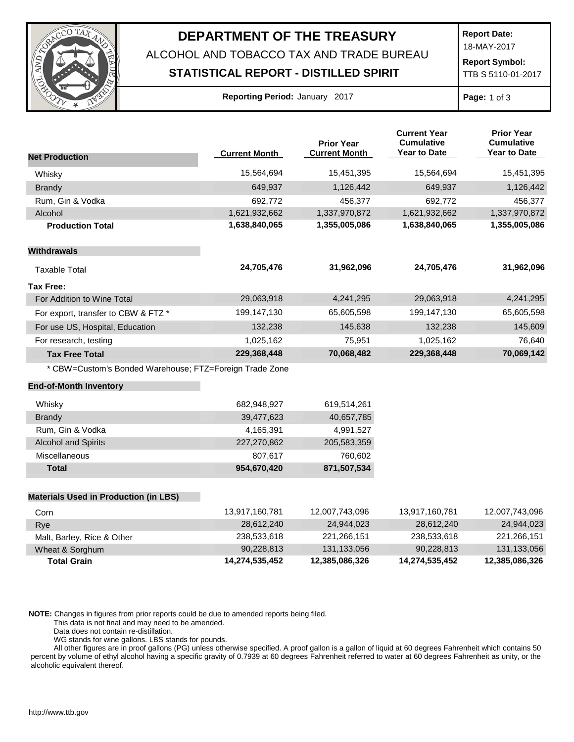# DEPARTMENT OF THE TREASURY

ALCOHOL AND TOBACCO TAX AND TRADE BUREAU

**STATISTICAL REPORT - DISTILLED SPIRIT**

**Report Date:** 18-MAY-2017

**Report Symbol:** TTB S 5110-01-2017

**Reporting Period:** January 2017

| **Net Production** | **Current Month** | **Prior Year Current Month** | **Current Year Cumulative Year to Date** | **Prior Year Cumulative Year to Date** |
|---|---|---|---|---|
| Whisky | 15,564,694 | 15,451,395 | 15,564,694 | 15,451,395 |
| Brandy | 649,937 | 1,126,442 | 649,937 | 1,126,442 |
| Rum, Gin & Vodka | 692,772 | 456,377 | 692,772 | 456,377 |
| Alcohol | 1,621,932,662 | 1,337,970,872 | 1,621,932,662 | 1,337,970,872 |
| **Production Total** | **1,638,840,065** | **1,355,005,086** | **1,638,840,065** | **1,355,005,086** |
| **Withdrawals** | | | | |
| Taxable Total | **24,705,476** | **31,962,096** | **24,705,476** | **31,962,096** |
| **Tax Free:** | | | | |
| For Addition to Wine Total | 29,063,918 | 4,241,295 | 29,063,918 | 4,241,295 |
| For export, transfer to CBW & FTZ * | 199,147,130 | 65,605,598 | 199,147,130 | 65,605,598 |
| For use US, Hospital, Education | 132,238 | 145,638 | 132,238 | 145,609 |
| For research, testing | 1,025,162 | 75,951 | 1,025,162 | 76,640 |
| **Tax Free Total** | **229,368,448** | **70,068,482** | **229,368,448** | **70,069,142** |

* CBW=Custom's Bonded Warehouse; FTZ=Foreign Trade Zone

| **End-of-Month Inventory** | **Current Month** | **Prior Year Current Month** |
|---|---|---|
| Whisky | 682,948,927 | 619,514,261 |
| Brandy | 39,477,623 | 40,657,785 |
| Rum, Gin & Vodka | 4,165,391 | 4,991,527 |
| Alcohol and Spirits | 227,270,862 | 205,583,359 |
| Miscellaneous | 807,617 | 760,602 |
| **Total** | **954,670,420** | **871,507,534** |

| **Materials Used in Production (in LBS)** | **Current Month** | **Prior Year Current Month** | **Current Year Cumulative Year to Date** | **Prior Year Cumulative Year to Date** |
|---|---|---|---|---|
| Corn | 13,917,160,781 | 12,007,743,096 | 13,917,160,781 | 12,007,743,096 |
| Rye | 28,612,240 | 24,944,023 | 28,612,240 | 24,944,023 |
| Malt, Barley, Rice & Other | 238,533,618 | 221,266,151 | 238,533,618 | 221,266,151 |
| Wheat & Sorghum | 90,228,813 | 131,133,056 | 90,228,813 | 131,133,056 |
| **Total Grain** | **14,274,535,452** | **12,385,086,326** | **14,274,535,452** | **12,385,086,326** |

**NOTE:** Changes in figures from prior reports could be due to amended reports being filed.
This data is not final and may need to be amended.
Data does not contain re-distillation.
WG stands for wine gallons. LBS stands for pounds.
All other figures are in proof gallons (PG) unless otherwise specified. A proof gallon is a gallon of liquid at 60 degrees Fahrenheit which contains 50 percent by volume of ethyl alcohol having a specific gravity of 0.7939 at 60 degrees Fahrenheit referred to water at 60 degrees Fahrenheit as unity, or the alcoholic equivalent thereof.

http://www.ttb.gov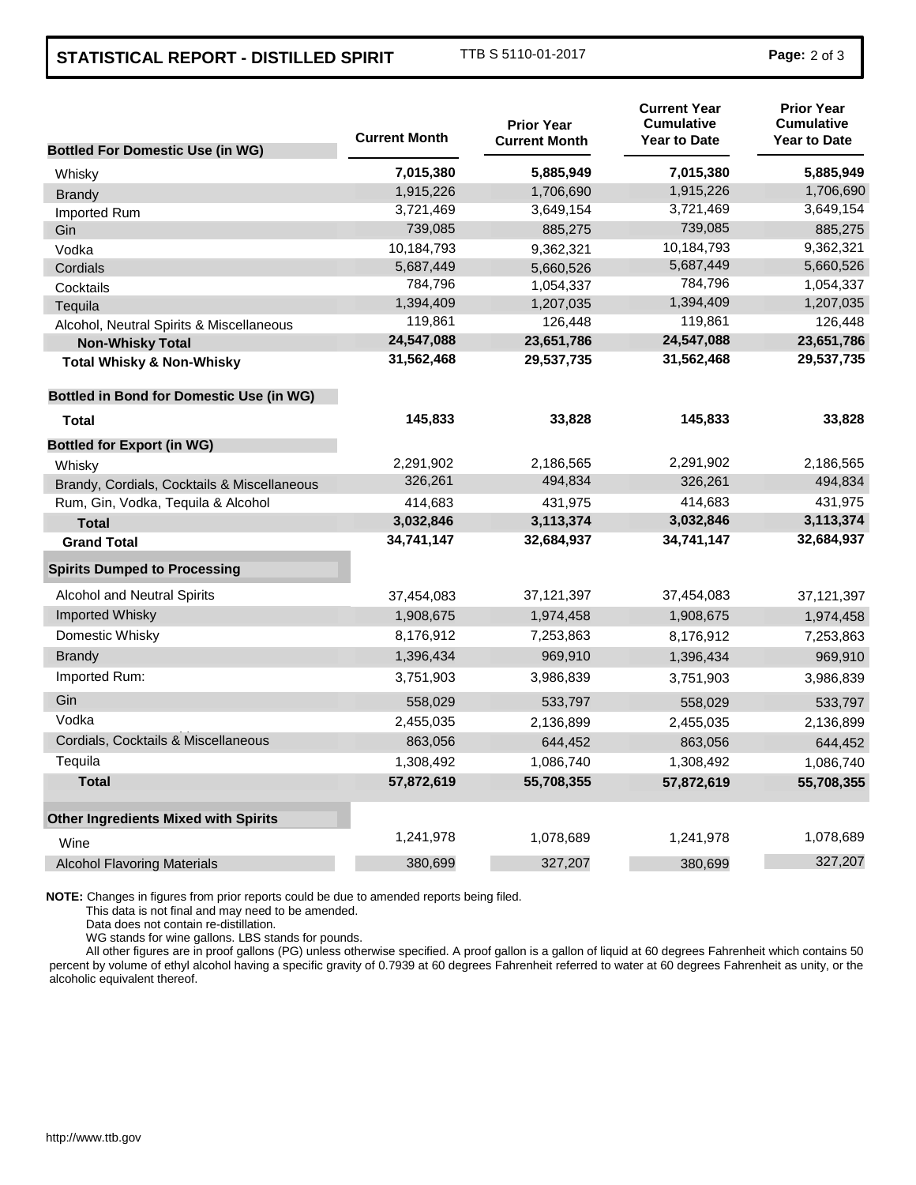# STATISTICAL REPORT - DISTILLED SPIRIT

TTB S 5110-01-2017

| Bottled For Domestic Use (in WG) | Current Month | Prior Year Current Month | Current Year Cumulative Year to Date | Prior Year Cumulative Year to Date |
|---|---|---|---|---|
| Whisky | **7,015,380** | **5,885,949** | **7,015,380** | **5,885,949** |
| Brandy | 1,915,226 | 1,706,690 | 1,915,226 | 1,706,690 |
| Imported Rum | 3,721,469 | 3,649,154 | 3,721,469 | 3,649,154 |
| Gin | 739,085 | 885,275 | 739,085 | 885,275 |
| Vodka | 10,184,793 | 9,362,321 | 10,184,793 | 9,362,321 |
| Cordials | 5,687,449 | 5,660,526 | 5,687,449 | 5,660,526 |
| Cocktails | 784,796 | 1,054,337 | 784,796 | 1,054,337 |
| Tequila | 1,394,409 | 1,207,035 | 1,394,409 | 1,207,035 |
| Alcohol, Neutral Spirits & Miscellaneous | 119,861 | 126,448 | 119,861 | 126,448 |
| **Non-Whisky Total** | **24,547,088** | **23,651,786** | **24,547,088** | **23,651,786** |
| **Total Whisky & Non-Whisky** | **31,562,468** | **29,537,735** | **31,562,468** | **29,537,735** |
| **Bottled in Bond for Domestic Use (in WG)** | | | | |
| **Total** | **145,833** | **33,828** | **145,833** | **33,828** |
| **Bottled for Export (in WG)** | | | | |
| Whisky | 2,291,902 | 2,186,565 | 2,291,902 | 2,186,565 |
| Brandy, Cordials, Cocktails & Miscellaneous | 326,261 | 494,834 | 326,261 | 494,834 |
| Rum, Gin, Vodka, Tequila & Alcohol | 414,683 | 431,975 | 414,683 | 431,975 |
| **Total** | **3,032,846** | **3,113,374** | **3,032,846** | **3,113,374** |
| **Grand Total** | **34,741,147** | **32,684,937** | **34,741,147** | **32,684,937** |
| **Spirits Dumped to Processing** | | | | |
| Alcohol and Neutral Spirits | 37,454,083 | 37,121,397 | 37,454,083 | 37,121,397 |
| Imported Whisky | 1,908,675 | 1,974,458 | 1,908,675 | 1,974,458 |
| Domestic Whisky | 8,176,912 | 7,253,863 | 8,176,912 | 7,253,863 |
| Brandy | 1,396,434 | 969,910 | 1,396,434 | 969,910 |
| Imported Rum: | 3,751,903 | 3,986,839 | 3,751,903 | 3,986,839 |
| Gin | 558,029 | 533,797 | 558,029 | 533,797 |
| Vodka | 2,455,035 | 2,136,899 | 2,455,035 | 2,136,899 |
| Cordials, Cocktails & Miscellaneous | 863,056 | 644,452 | 863,056 | 644,452 |
| Tequila | 1,308,492 | 1,086,740 | 1,308,492 | 1,086,740 |
| **Total** | **57,872,619** | **55,708,355** | **57,872,619** | **55,708,355** |
| **Other Ingredients Mixed with Spirits** | | | | |
| Wine | 1,241,978 | 1,078,689 | 1,241,978 | 1,078,689 |
| Alcohol Flavoring Materials | 380,699 | 327,207 | 380,699 | 327,207 |

**NOTE:** Changes in figures from prior reports could be due to amended reports being filed.
This data is not final and may need to be amended.
Data does not contain re-distillation.
WG stands for wine gallons. LBS stands for pounds.
All other figures are in proof gallons (PG) unless otherwise specified. A proof gallon is a gallon of liquid at 60 degrees Fahrenheit which contains 50 percent by volume of ethyl alcohol having a specific gravity of 0.7939 at 60 degrees Fahrenheit referred to water at 60 degrees Fahrenheit as unity, or the alcoholic equivalent thereof.

http://www.ttb.gov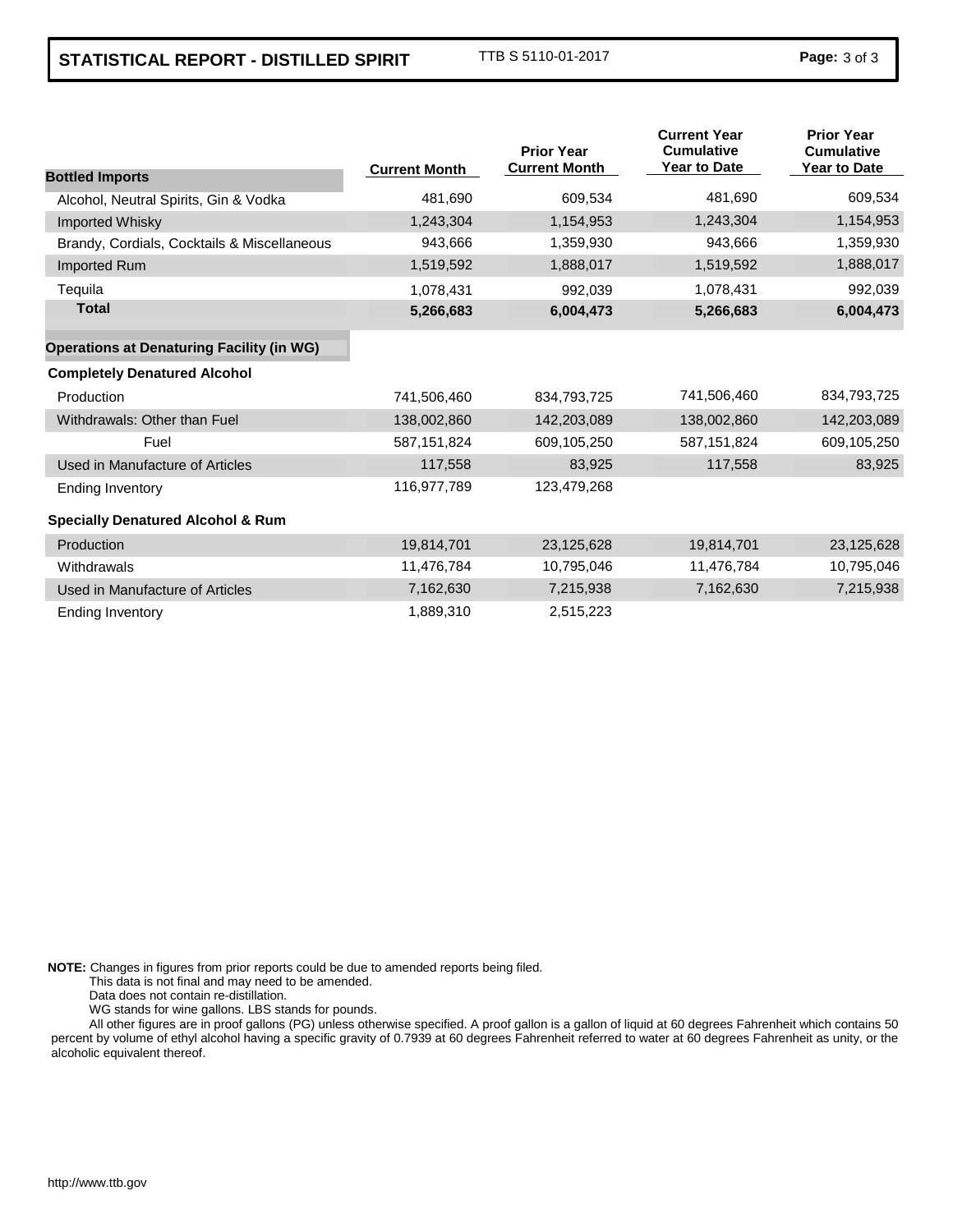## STATISTICAL REPORT - DISTILLED SPIRIT

TTB S 5110-01-2017

| Bottled Imports | Current Month | Prior Year Current Month | Current Year Cumulative Year to Date | Prior Year Cumulative Year to Date |
|---|---|---|---|---|
| Alcohol, Neutral Spirits, Gin & Vodka | 481,690 | 609,534 | 481,690 | 609,534 |
| Imported Whisky | 1,243,304 | 1,154,953 | 1,243,304 | 1,154,953 |
| Brandy, Cordials, Cocktails & Miscellaneous | 943,666 | 1,359,930 | 943,666 | 1,359,930 |
| Imported Rum | 1,519,592 | 1,888,017 | 1,519,592 | 1,888,017 |
| Tequila | 1,078,431 | 992,039 | 1,078,431 | 992,039 |
| **Total** | **5,266,683** | **6,004,473** | **5,266,683** | **6,004,473** |
| **Operations at Denaturing Facility (in WG)** | | | | |
| **Completely Denatured Alcohol** | | | | |
| Production | 741,506,460 | 834,793,725 | 741,506,460 | 834,793,725 |
| Withdrawals: Other than Fuel | 138,002,860 | 142,203,089 | 138,002,860 | 142,203,089 |
| Fuel | 587,151,824 | 609,105,250 | 587,151,824 | 609,105,250 |
| Used in Manufacture of Articles | 117,558 | 83,925 | 117,558 | 83,925 |
| Ending Inventory | 116,977,789 | 123,479,268 | | |
| **Specially Denatured Alcohol & Rum** | | | | |
| Production | 19,814,701 | 23,125,628 | 19,814,701 | 23,125,628 |
| Withdrawals | 11,476,784 | 10,795,046 | 11,476,784 | 10,795,046 |
| Used in Manufacture of Articles | 7,162,630 | 7,215,938 | 7,162,630 | 7,215,938 |
| Ending Inventory | 1,889,310 | 2,515,223 | | |

**NOTE:** Changes in figures from prior reports could be due to amended reports being filed.
This data is not final and may need to be amended.
Data does not contain re-distillation.
WG stands for wine gallons. LBS stands for pounds.
All other figures are in proof gallons (PG) unless otherwise specified. A proof gallon is a gallon of liquid at 60 degrees Fahrenheit which contains 50 percent by volume of ethyl alcohol having a specific gravity of 0.7939 at 60 degrees Fahrenheit referred to water at 60 degrees Fahrenheit as unity, or the alcoholic equivalent thereof.

http://www.ttb.gov